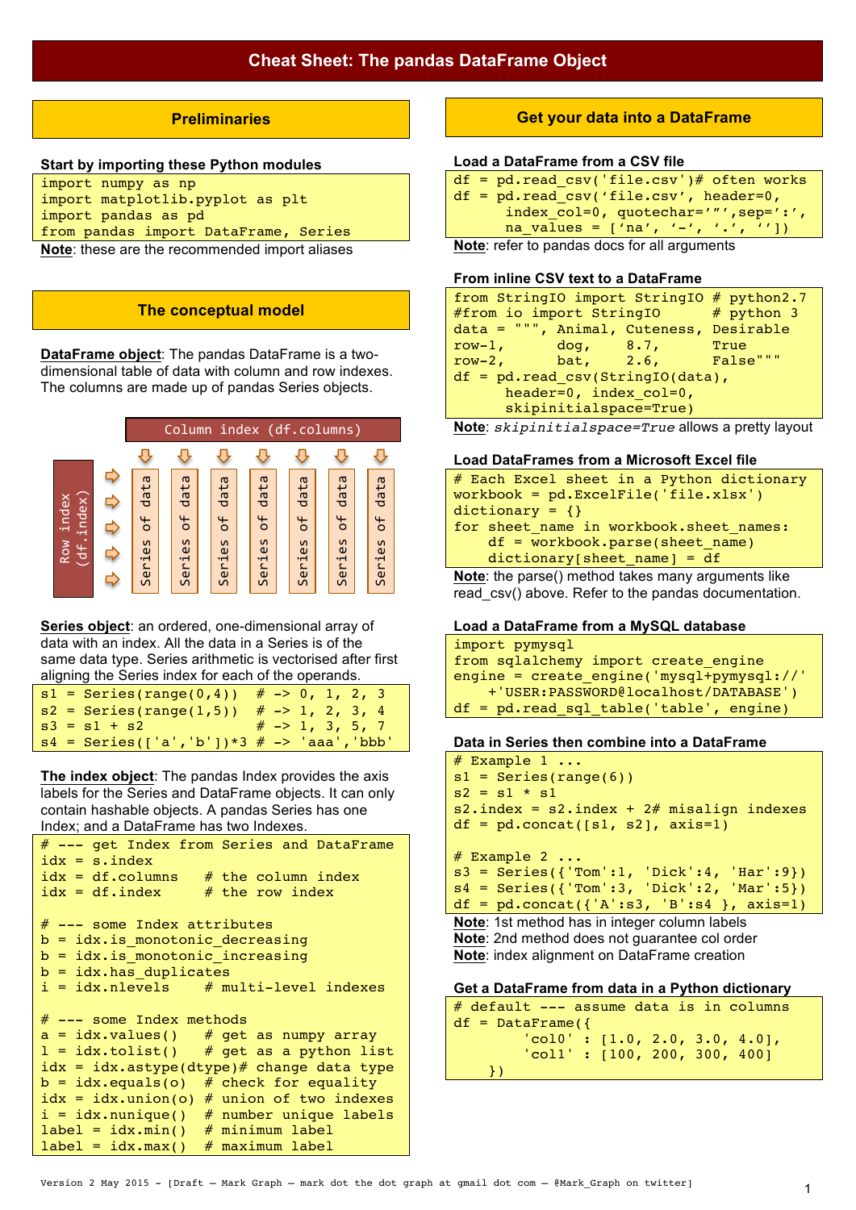# Cheat Sheet: The pandas DataFrame Object

## Preliminaries

**Start by importing these Python modules**

```
import numpy as np
import matplotlib.pyplot as plt
import pandas as pd
from pandas import DataFrame, Series
```

**Note**: these are the recommended import aliases

## The conceptual model

**DataFrame object**: The pandas DataFrame is a two-dimensional table of data with column and row indexes. The columns are made up of pandas Series objects.

Column index (df.columns)

Row index (df.index)

Series of data | Series of data | Series of data | Series of data | Series of data | Series of data | Series of data

**Series object**: an ordered, one-dimensional array of data with an index. All the data in a Series is of the same data type. Series arithmetic is vectorised after first aligning the Series index for each of the operands.

```
s1 = Series(range(0,4))  # -> 0, 1, 2, 3
s2 = Series(range(1,5))  # -> 1, 2, 3, 4
s3 = s1 + s2             # -> 1, 3, 5, 7
s4 = Series(['a','b'])*3 # -> 'aaa','bbb'
```

**The index object**: The pandas Index provides the axis labels for the Series and DataFrame objects. It can only contain hashable objects. A pandas Series has one Index; and a DataFrame has two Indexes.

```
# --- get Index from Series and DataFrame
idx = s.index
idx = df.columns   # the column index
idx = df.index     # the row index

# --- some Index attributes
b = idx.is_monotonic_decreasing
b = idx.is_monotonic_increasing
b = idx.has_duplicates
i = idx.nlevels    # multi-level indexes

# --- some Index methods
a = idx.values()   # get as numpy array
l = idx.tolist()   # get as a python list
idx = idx.astype(dtype)# change data type
b = idx.equals(o)  # check for equality
idx = idx.union(o) # union of two indexes
i = idx.nunique()  # number unique labels
label = idx.min()  # minimum label
label = idx.max()  # maximum label
```

## Get your data into a DataFrame

**Load a DataFrame from a CSV file**

```
df = pd.read_csv('file.csv')# often works
df = pd.read_csv('file.csv', header=0,
      index_col=0, quotechar='"',sep=':',
      na_values = ['na', '-', '.', ''])
```

**Note**: refer to pandas docs for all arguments

**From inline CSV text to a DataFrame**

```
from StringIO import StringIO # python2.7
#from io import StringIO      # python 3
data = """, Animal, Cuteness, Desirable
row-1,      dog,     8.7,     True
row-2,      bat,     2.6,     False"""
df = pd.read_csv(StringIO(data),
      header=0, index_col=0,
      skipinitialspace=True)
```

**Note**: *skipinitialspace=True* allows a pretty layout

**Load DataFrames from a Microsoft Excel file**

```
# Each Excel sheet in a Python dictionary
workbook = pd.ExcelFile('file.xlsx')
dictionary = {}
for sheet_name in workbook.sheet_names:
    df = workbook.parse(sheet_name)
    dictionary[sheet_name] = df
```

**Note**: the parse() method takes many arguments like read_csv() above. Refer to the pandas documentation.

**Load a DataFrame from a MySQL database**

```
import pymysql
from sqlalchemy import create_engine
engine = create_engine('mysql+pymysql://'
    +'USER:PASSWORD@localhost/DATABASE')
df = pd.read_sql_table('table', engine)
```

**Data in Series then combine into a DataFrame**

```
# Example 1 ...
s1 = Series(range(6))
s2 = s1 * s1
s2.index = s2.index + 2# misalign indexes
df = pd.concat([s1, s2], axis=1)

# Example 2 ...
s3 = Series({'Tom':1, 'Dick':4, 'Har':9})
s4 = Series({'Tom':3, 'Dick':2, 'Mar':5})
df = pd.concat({'A':s3, 'B':s4 }, axis=1)
```

**Note**: 1st method has in integer column labels
**Note**: 2nd method does not guarantee col order
**Note**: index alignment on DataFrame creation

**Get a DataFrame from data in a Python dictionary**

```
# default --- assume data is in columns
df = DataFrame({
       'col0' : [1.0, 2.0, 3.0, 4.0],
       'col1' : [100, 200, 300, 400]
    })
```

Version 2 May 2015 - [Draft – Mark Graph – mark dot the dot graph at gmail dot com – @Mark_Graph on twitter]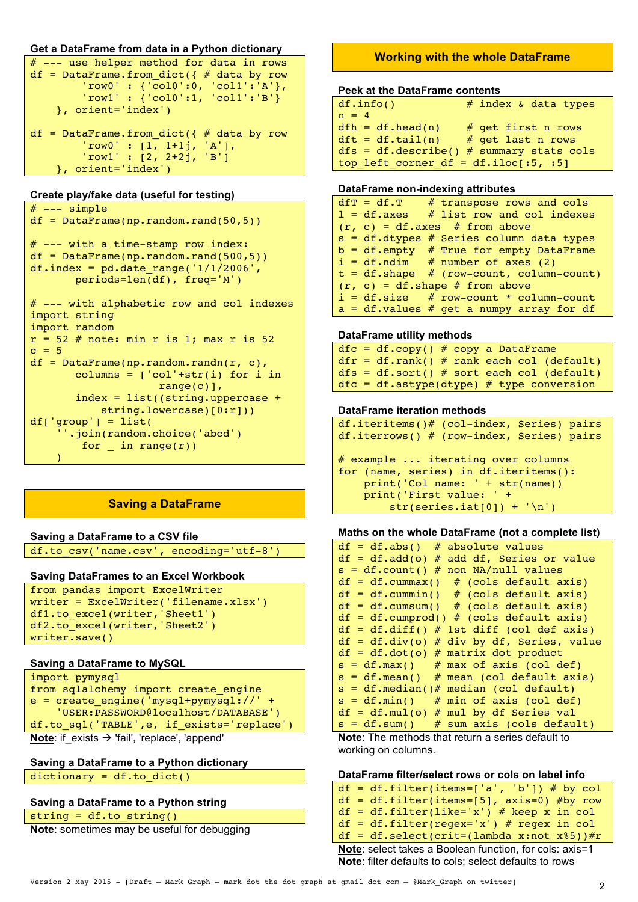### Get a DataFrame from data in a Python dictionary

```
# --- use helper method for data in rows
df = DataFrame.from_dict({ # data by row
        'row0' : {'col0':0, 'col1':'A'},
        'row1' : {'col0':1, 'col1':'B'}
    }, orient='index')

df = DataFrame.from_dict({ # data by row
        'row0' : [1, 1+1j, 'A'],
        'row1' : [2, 2+2j, 'B']
    }, orient='index')
```

### Create play/fake data (useful for testing)

```
# --- simple
df = DataFrame(np.random.rand(50,5))

# --- with a time-stamp row index:
df = DataFrame(np.random.rand(500,5))
df.index = pd.date_range('1/1/2006',
       periods=len(df), freq='M')

# --- with alphabetic row and col indexes
import string
import random
r = 52 # note: min r is 1; max r is 52
c = 5
df = DataFrame(np.random.randn(r, c),
       columns = ['col'+str(i) for i in
                  range(c)],
       index = list((string.uppercase +
           string.lowercase)[0:r]))
df['group'] = list(
    ''.join(random.choice('abcd')
        for _ in range(r))
    )
```

## Saving a DataFrame

### Saving a DataFrame to a CSV file

```
df.to_csv('name.csv', encoding='utf-8')
```

### Saving DataFrames to an Excel Workbook

```
from pandas import ExcelWriter
writer = ExcelWriter('filename.xlsx')
df1.to_excel(writer,'Sheet1')
df2.to_excel(writer,'Sheet2')
writer.save()
```

### Saving a DataFrame to MySQL

```
import pymysql
from sqlalchemy import create_engine
e = create_engine('mysql+pymysql://' +
    'USER:PASSWORD@localhost/DATABASE')
df.to_sql('TABLE',e, if_exists='replace')
```

**Note**: if_exists → 'fail', 'replace', 'append'

### Saving a DataFrame to a Python dictionary

```
dictionary = df.to_dict()
```

### Saving a DataFrame to a Python string

```
string = df.to_string()
```

**Note**: sometimes may be useful for debugging

## Working with the whole DataFrame

### Peek at the DataFrame contents

```
df.info()           # index & data types
n = 4
dfh = df.head(n)    # get first n rows
dft = df.tail(n)    # get last n rows
dfs = df.describe() # summary stats cols
top_left_corner_df = df.iloc[:5, :5]
```

### DataFrame non-indexing attributes

```
dfT = df.T     # transpose rows and cols
l = df.axes    # list row and col indexes
(r, c) = df.axes  # from above
s = df.dtypes  # Series column data types
b = df.empty   # True for empty DataFrame
i = df.ndim    # number of axes (2)
t = df.shape   # (row-count, column-count)
(r, c) = df.shape # from above
i = df.size    # row-count * column-count
a = df.values  # get a numpy array for df
```

### DataFrame utility methods

```
dfc = df.copy() # copy a DataFrame
dfr = df.rank() # rank each col (default)
dfs = df.sort() # sort each col (default)
dfc = df.astype(dtype) # type conversion
```

### DataFrame iteration methods

```
df.iteritems()# (col-index, Series) pairs
df.iterrows() # (row-index, Series) pairs

# example ... iterating over columns
for (name, series) in df.iteritems():
    print('Col name: ' + str(name))
    print('First value: ' +
        str(series.iat[0]) + '\n')
```

### Maths on the whole DataFrame (not a complete list)

```
df = df.abs()  # absolute values
df = df.add(o) # add df, Series or value
s = df.count() # non NA/null values
df = df.cummax()  # (cols default axis)
df = df.cummin()  # (cols default axis)
df = df.cumsum()  # (cols default axis)
df = df.cumprod() # (cols default axis)
df = df.diff() # 1st diff (col def axis)
df = df.div(o) # div by df, Series, value
df = df.dot(o) # matrix dot product
s = df.max()   # max of axis (col def)
s = df.mean()  # mean (col default axis)
s = df.median()# median (col default)
s = df.min()   # min of axis (col def)
df = df.mul(o) # mul by df Series val
s = df.sum()   # sum axis (cols default)
```

**Note**: The methods that return a series default to working on columns.

### DataFrame filter/select rows or cols on label info

```
df = df.filter(items=['a', 'b']) # by col
df = df.filter(items=[5], axis=0) #by row
df = df.filter(like='x') # keep x in col
df = df.filter(regex='x') # regex in col
df = df.select(crit=(lambda x:not x%5))#r
```

**Note**: select takes a Boolean function, for cols: axis=1
**Note**: filter defaults to cols; select defaults to rows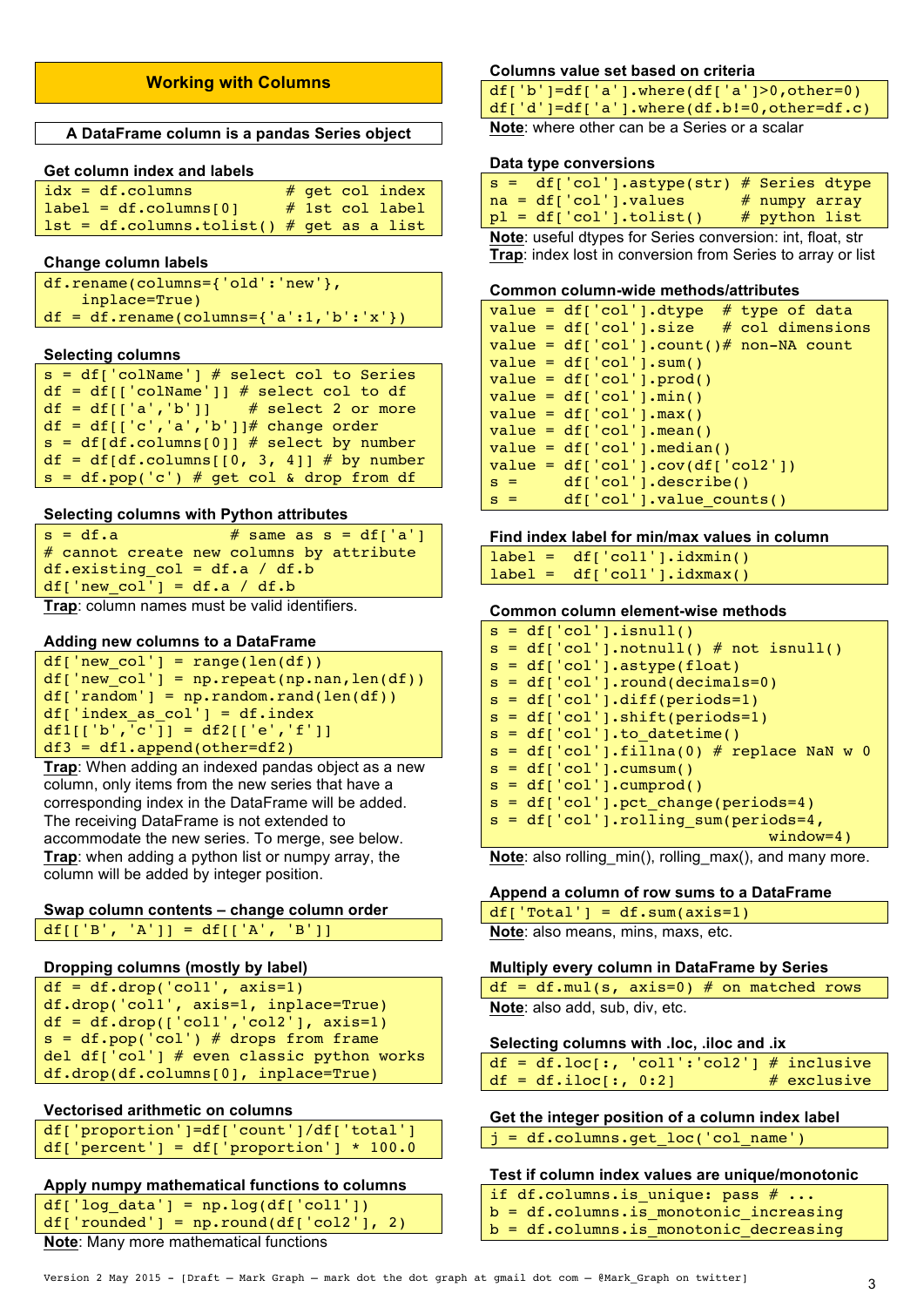## Working with Columns

### A DataFrame column is a pandas Series object

**Get column index and labels**

```
idx = df.columns          # get col index
label = df.columns[0]     # 1st col label
lst = df.columns.tolist() # get as a list
```

**Change column labels**

```
df.rename(columns={'old':'new'},
    inplace=True)
df = df.rename(columns={'a':1,'b':'x'})
```

**Selecting columns**

```
s = df['colName'] # select col to Series
df = df[['colName']] # select col to df
df = df[['a','b']]    # select 2 or more
df = df[['c','a','b']]# change order
s = df[df.columns[0]] # select by number
df = df[df.columns[[0, 3, 4]] # by number
s = df.pop('c') # get col & drop from df
```

**Selecting columns with Python attributes**

```
s = df.a            # same as s = df['a']
# cannot create new columns by attribute
df.existing_col = df.a / df.b
df['new_col'] = df.a / df.b
```

**Trap**: column names must be valid identifiers.

**Adding new columns to a DataFrame**

```
df['new_col'] = range(len(df))
df['new_col'] = np.repeat(np.nan,len(df))
df['random'] = np.random.rand(len(df))
df['index_as_col'] = df.index
df1[['b','c']] = df2[['e','f']]
df3 = df1.append(other=df2)
```

**Trap**: When adding an indexed pandas object as a new column, only items from the new series that have a corresponding index in the DataFrame will be added. The receiving DataFrame is not extended to accommodate the new series. To merge, see below.
**Trap**: when adding a python list or numpy array, the column will be added by integer position.

**Swap column contents – change column order**

```
df[['B', 'A']] = df[['A', 'B']]
```

**Dropping columns (mostly by label)**

```
df = df.drop('col1', axis=1)
df.drop('col1', axis=1, inplace=True)
df = df.drop(['col1','col2'], axis=1)
s = df.pop('col') # drops from frame
del df['col'] # even classic python works
df.drop(df.columns[0], inplace=True)
```

**Vectorised arithmetic on columns**

```
df['proportion']=df['count']/df['total']
df['percent'] = df['proportion'] * 100.0
```

**Apply numpy mathematical functions to columns**

```
df['log_data'] = np.log(df['col1'])
df['rounded'] = np.round(df['col2'], 2)
```

**Note**: Many more mathematical functions

**Columns value set based on criteria**

```
df['b']=df['a'].where(df['a']>0,other=0)
df['d']=df['a'].where(df.b!=0,other=df.c)
```

**Note**: where other can be a Series or a scalar

**Data type conversions**

```
s =  df['col'].astype(str) # Series dtype
na = df['col'].values      # numpy array
pl = df['col'].tolist()    # python list
```

**Note**: useful dtypes for Series conversion: int, float, str
**Trap**: index lost in conversion from Series to array or list

**Common column-wide methods/attributes**

```
value = df['col'].dtype   # type of data
value = df['col'].size    # col dimensions
value = df['col'].count()# non-NA count
value = df['col'].sum()
value = df['col'].prod()
value = df['col'].min()
value = df['col'].max()
value = df['col'].mean()
value = df['col'].median()
value = df['col'].cov(df['col2'])
s =     df['col'].describe()
s =     df['col'].value_counts()
```

**Find index label for min/max values in column**

```
label =  df['col1'].idxmin()
label =  df['col1'].idxmax()
```

**Common column element-wise methods**

```
s = df['col'].isnull()
s = df['col'].notnull() # not isnull()
s = df['col'].astype(float)
s = df['col'].round(decimals=0)
s = df['col'].diff(periods=1)
s = df['col'].shift(periods=1)
s = df['col'].to_datetime()
s = df['col'].fillna(0) # replace NaN w 0
s = df['col'].cumsum()
s = df['col'].cumprod()
s = df['col'].pct_change(periods=4)
s = df['col'].rolling_sum(periods=4,
                          window=4)
```

**Note**: also rolling_min(), rolling_max(), and many more.

**Append a column of row sums to a DataFrame**

```
df['Total'] = df.sum(axis=1)
```

**Note**: also means, mins, maxs, etc.

**Multiply every column in DataFrame by Series**

```
df = df.mul(s, axis=0) # on matched rows
```

**Note**: also add, sub, div, etc.

**Selecting columns with .loc, .iloc and .ix**

```
df = df.loc[:, 'col1':'col2'] # inclusive
df = df.iloc[:, 0:2]          # exclusive
```

**Get the integer position of a column index label**

```
j = df.columns.get_loc('col_name')
```

**Test if column index values are unique/monotonic**

```
if df.columns.is_unique: pass # ...
b = df.columns.is_monotonic_increasing
b = df.columns.is_monotonic_decreasing
```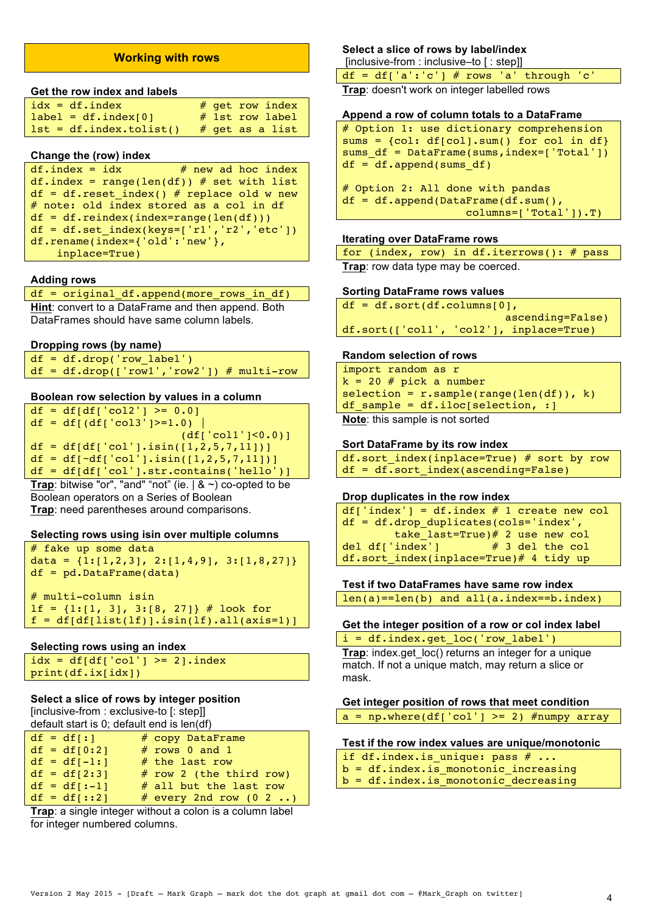## Working with rows

### Get the row index and labels

```
idx = df.index            # get row index
label = df.index[0]       # 1st row label
lst = df.index.tolist()   # get as a list
```

### Change the (row) index

```
df.index = idx          # new ad hoc index
df.index = range(len(df)) # set with list
df = df.reset_index() # replace old w new
# note: old index stored as a col in df
df = df.reindex(index=range(len(df)))
df = df.set_index(keys=['r1','r2','etc'])
df.rename(index={'old':'new'},
    inplace=True)
```

### Adding rows

```
df = original_df.append(more_rows_in_df)
```

**Hint**: convert to a DataFrame and then append. Both DataFrames should have same column labels.

### Dropping rows (by name)

```
df = df.drop('row_label')
df = df.drop(['row1','row2']) # multi-row
```

### Boolean row selection by values in a column

```
df = df[df['col2'] >= 0.0]
df = df[(df['col3']>=1.0) |
                  (df['col1']<0.0)]
df = df[df['col'].isin([1,2,5,7,11])]
df = df[~df['col'].isin([1,2,5,7,11])]
df = df[df['col'].str.contains('hello')]
```

**Trap**: bitwise "or", "and" "not" (ie. | & ~) co-opted to be Boolean operators on a Series of Boolean

**Trap**: need parentheses around comparisons.

### Selecting rows using isin over multiple columns

```
# fake up some data
data = {1:[1,2,3], 2:[1,4,9], 3:[1,8,27]}
df = pd.DataFrame(data)

# multi-column isin
lf = {1:[1, 3], 3:[8, 27]} # look for
f = df[df[list(lf)].isin(lf).all(axis=1)]
```

### Selecting rows using an index

```
idx = df[df['col'] >= 2].index
print(df.ix[idx])
```

### Select a slice of rows by integer position

[inclusive-from : exclusive-to [: step]]
default start is 0; default end is len(df)

```
df = df[:]      # copy DataFrame
df = df[0:2]    # rows 0 and 1
df = df[-1:]    # the last row
df = df[2:3]    # row 2 (the third row)
df = df[:-1]    # all but the last row
df = df[::2]    # every 2nd row (0 2 ..)
```

**Trap**: a single integer without a colon is a column label for integer numbered columns.

### Select a slice of rows by label/index

[inclusive-from : inclusive–to [ : step]]

```
df = df['a':'c'] # rows 'a' through 'c'
```

**Trap**: doesn't work on integer labelled rows

### Append a row of column totals to a DataFrame

```
# Option 1: use dictionary comprehension
sums = {col: df[col].sum() for col in df}
sums_df = DataFrame(sums,index=['Total'])
df = df.append(sums_df)

# Option 2: All done with pandas
df = df.append(DataFrame(df.sum(),
                  columns=['Total']).T)
```

### Iterating over DataFrame rows

```
for (index, row) in df.iterrows(): # pass
```

**Trap**: row data type may be coerced.

### Sorting DataFrame rows values

```
df = df.sort(df.columns[0],
                        ascending=False)
df.sort(['col1', 'col2'], inplace=True)
```

### Random selection of rows

```
import random as r
k = 20 # pick a number
selection = r.sample(range(len(df)), k)
df_sample = df.iloc[selection, :]
```

**Note**: this sample is not sorted

### Sort DataFrame by its row index

```
df.sort_index(inplace=True) # sort by row
df = df.sort_index(ascending=False)
```

### Drop duplicates in the row index

```
df['index'] = df.index # 1 create new col
df = df.drop_duplicates(cols='index',
        take_last=True)# 2 use new col
del df['index']        # 3 del the col
df.sort_index(inplace=True)# 4 tidy up
```

### Test if two DataFrames have same row index

```
len(a)==len(b) and all(a.index==b.index)
```

### Get the integer position of a row or col index label

```
i = df.index.get_loc('row_label')
```

**Trap**: index.get_loc() returns an integer for a unique match. If not a unique match, may return a slice or mask.

### Get integer position of rows that meet condition

```
a = np.where(df['col'] >= 2) #numpy array
```

### Test if the row index values are unique/monotonic

```
if df.index.is_unique: pass # ...
b = df.index.is_monotonic_increasing
b = df.index.is_monotonic_decreasing
```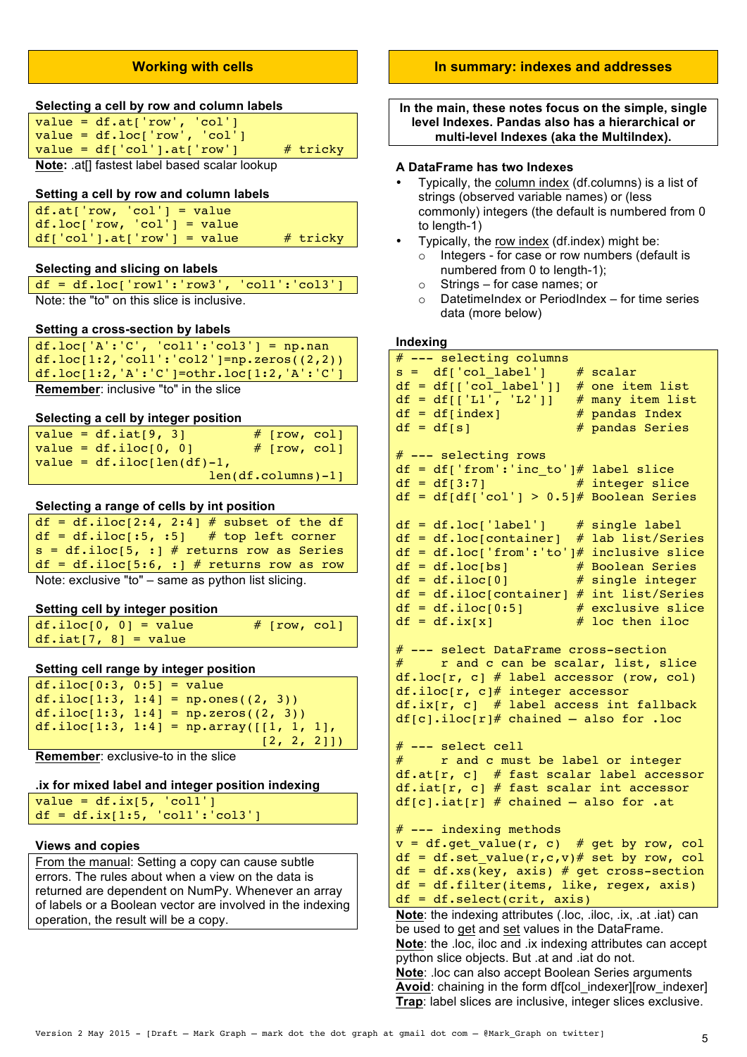## Working with cells

### Selecting a cell by row and column labels

```
value = df.at['row', 'col']
value = df.loc['row', 'col']
value = df['col'].at['row']        # tricky
```

**Note**: .at[] fastest label based scalar lookup

### Setting a cell by row and column labels

```
df.at['row', 'col'] = value
df.loc['row', 'col'] = value
df['col'].at['row'] = value        # tricky
```

### Selecting and slicing on labels

```
df = df.loc['row1':'row3', 'col1':'col3']
```

Note: the "to" on this slice is inclusive.

### Setting a cross-section by labels

```
df.loc['A':'C', 'col1':'col3'] = np.nan
df.loc[1:2,'col1':'col2']=np.zeros((2,2))
df.loc[1:2,'A':'C']=othr.loc[1:2,'A':'C']
```

**Remember**: inclusive "to" in the slice

### Selecting a cell by integer position

```
value = df.iat[9, 3]          # [row, col]
value = df.iloc[0, 0]         # [row, col]
value = df.iloc[len(df)-1,
                len(df.columns)-1]
```

### Selecting a range of cells by int position

```
df = df.iloc[2:4, 2:4] # subset of the df
df = df.iloc[:5, :5]   # top left corner
s = df.iloc[5, :] # returns row as Series
df = df.iloc[5:6, :] # returns row as row
```

Note: exclusive "to" – same as python list slicing.

### Setting cell by integer position

```
df.iloc[0, 0] = value         # [row, col]
df.iat[7, 8] = value
```

### Setting cell range by integer position

```
df.iloc[0:3, 0:5] = value
df.iloc[1:3, 1:4] = np.ones((2, 3))
df.iloc[1:3, 1:4] = np.zeros((2, 3))
df.iloc[1:3, 1:4] = np.array([[1, 1, 1],
                              [2, 2, 2]])
```

**Remember**: exclusive-to in the slice

### .ix for mixed label and integer position indexing

```
value = df.ix[5, 'col1']
df = df.ix[1:5, 'col1':'col3']
```

### Views and copies

From the manual: Setting a copy can cause subtle errors. The rules about when a view on the data is returned are dependent on NumPy. Whenever an array of labels or a Boolean vector are involved in the indexing operation, the result will be a copy.

## In summary: indexes and addresses

**In the main, these notes focus on the simple, single level Indexes. Pandas also has a hierarchical or multi-level Indexes (aka the MultiIndex).**

### A DataFrame has two Indexes

- Typically, the column index (df.columns) is a list of strings (observed variable names) or (less commonly) integers (the default is numbered from 0 to length-1)
- Typically, the row index (df.index) might be:
  - Integers - for case or row numbers (default is numbered from 0 to length-1);
  - Strings – for case names; or
  - DatetimeIndex or PeriodIndex – for time series data (more below)

### Indexing

```
# --- selecting columns
s =  df['col_label']    # scalar
df = df[['col_label']]  # one item list
df = df[['L1', 'L2']]   # many item list
df = df[index]          # pandas Index
df = df[s]              # pandas Series

# --- selecting rows
df = df['from':'inc_to']# label slice
df = df[3:7]            # integer slice
df = df[df['col'] > 0.5]# Boolean Series

df = df.loc['label']    # single label
df = df.loc[container]  # lab list/Series
df = df.loc['from':'to']# inclusive slice
df = df.loc[bs]         # Boolean Series
df = df.iloc[0]         # single integer
df = df.iloc[container] # int list/Series
df = df.iloc[0:5]       # exclusive slice
df = df.ix[x]           # loc then iloc

# --- select DataFrame cross-section
#     r and c can be scalar, list, slice
df.loc[r, c] # label accessor (row, col)
df.iloc[r, c]# integer accessor
df.ix[r, c]  # label access int fallback
df[c].iloc[r]# chained – also for .loc

# --- select cell
#     r and c must be label or integer
df.at[r, c]  # fast scalar label accessor
df.iat[r, c] # fast scalar int accessor
df[c].iat[r] # chained – also for .at

# --- indexing methods
v = df.get_value(r, c)  # get by row, col
df = df.set_value(r,c,v)# set by row, col
df = df.xs(key, axis) # get cross-section
df = df.filter(items, like, regex, axis)
df = df.select(crit, axis)
```

**Note**: the indexing attributes (.loc, .iloc, .ix, .at .iat) can be used to get and set values in the DataFrame.
**Note**: the .loc, iloc and .ix indexing attributes can accept python slice objects. But .at and .iat do not.
**Note**: .loc can also accept Boolean Series arguments
**Avoid**: chaining in the form df[col_indexer][row_indexer]
**Trap**: label slices are inclusive, integer slices exclusive.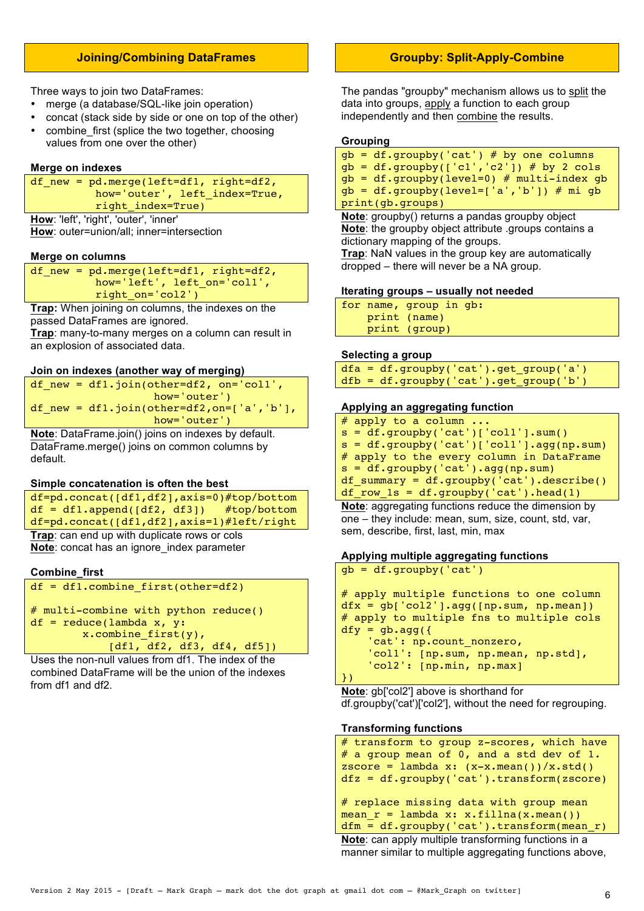## Joining/Combining DataFrames

Three ways to join two DataFrames:

- merge (a database/SQL-like join operation)
- concat (stack side by side or one on top of the other)
- combine_first (splice the two together, choosing values from one over the other)

### Merge on indexes

```
df_new = pd.merge(left=df1, right=df2,
         how='outer', left_index=True,
         right_index=True)
```

**How**: 'left', 'right', 'outer', 'inner'
**How**: outer=union/all; inner=intersection

### Merge on columns

```
df_new = pd.merge(left=df1, right=df2,
         how='left', left_on='col1',
         right_on='col2')
```

**Trap:** When joining on columns, the indexes on the passed DataFrames are ignored.
**Trap**: many-to-many merges on a column can result in an explosion of associated data.

### Join on indexes (another way of merging)

```
df_new = df1.join(other=df2, on='col1',
                  how='outer')
df_new = df1.join(other=df2,on=['a','b'],
                  how='outer')
```

**Note**: DataFrame.join() joins on indexes by default. DataFrame.merge() joins on common columns by default.

### Simple concatenation is often the best

```
df=pd.concat([df1,df2],axis=0)#top/bottom
df = df1.append([df2, df3])   #top/bottom
df=pd.concat([df1,df2],axis=1)#left/right
```

**Trap**: can end up with duplicate rows or cols
**Note**: concat has an ignore_index parameter

### Combine_first

```
df = df1.combine_first(other=df2)

# multi-combine with python reduce()
df = reduce(lambda x, y:
       x.combine_first(y),
          [df1, df2, df3, df4, df5])
```

Uses the non-null values from df1. The index of the combined DataFrame will be the union of the indexes from df1 and df2.

## Groupby: Split-Apply-Combine

The pandas "groupby" mechanism allows us to split the data into groups, apply a function to each group independently and then combine the results.

### Grouping

```
gb = df.groupby('cat') # by one columns
gb = df.groupby(['c1','c2']) # by 2 cols
gb = df.groupby(level=0) # multi-index gb
gb = df.groupby(level=['a','b']) # mi gb
print(gb.groups)
```

**Note**: groupby() returns a pandas groupby object
**Note**: the groupby object attribute .groups contains a dictionary mapping of the groups.
**Trap**: NaN values in the group key are automatically dropped – there will never be a NA group.

### Iterating groups – usually not needed

```
for name, group in gb:
    print (name)
    print (group)
```

### Selecting a group

```
dfa = df.groupby('cat').get_group('a')
dfb = df.groupby('cat').get_group('b')
```

### Applying an aggregating function

```
# apply to a column ...
s = df.groupby('cat')['col1'].sum()
s = df.groupby('cat')['col1'].agg(np.sum)
# apply to the every column in DataFrame
s = df.groupby('cat').agg(np.sum)
df_summary = df.groupby('cat').describe()
df_row_1s = df.groupby('cat').head(1)
```

**Note**: aggregating functions reduce the dimension by one – they include: mean, sum, size, count, std, var, sem, describe, first, last, min, max

### Applying multiple aggregating functions

```
gb = df.groupby('cat')

# apply multiple functions to one column
dfx = gb['col2'].agg([np.sum, np.mean])
# apply to multiple fns to multiple cols
dfy = gb.agg({
    'cat': np.count_nonzero,
    'col1': [np.sum, np.mean, np.std],
    'col2': [np.min, np.max]
})
```

**Note**: gb['col2'] above is shorthand for df.groupby('cat')['col2'], without the need for regrouping.

### Transforming functions

```
# transform to group z-scores, which have
# a group mean of 0, and a std dev of 1.
zscore = lambda x: (x-x.mean())/x.std()
dfz = df.groupby('cat').transform(zscore)

# replace missing data with group mean
mean_r = lambda x: x.fillna(x.mean())
dfm = df.groupby('cat').transform(mean_r)
```

**Note**: can apply multiple transforming functions in a manner similar to multiple aggregating functions above,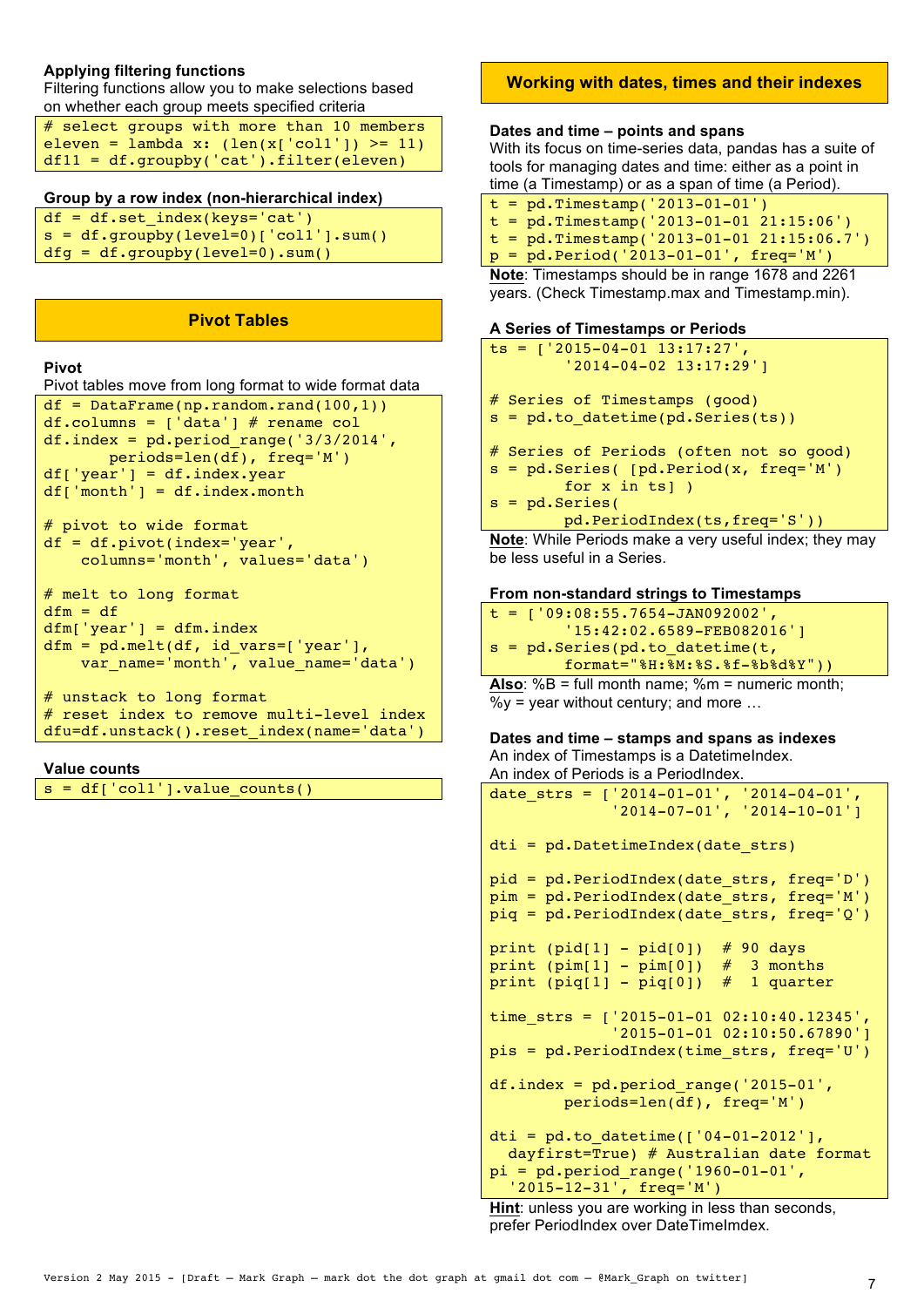### Applying filtering functions

Filtering functions allow you to make selections based on whether each group meets specified criteria

```
# select groups with more than 10 members
eleven = lambda x: (len(x['col1']) >= 11)
df11 = df.groupby('cat').filter(eleven)
```

### Group by a row index (non-hierarchical index)

```
df = df.set_index(keys='cat')
s = df.groupby(level=0)['col1'].sum()
dfg = df.groupby(level=0).sum()
```

## Pivot Tables

### Pivot

Pivot tables move from long format to wide format data

```
df = DataFrame(np.random.rand(100,1))
df.columns = ['data'] # rename col
df.index = pd.period_range('3/3/2014',
       periods=len(df), freq='M')
df['year'] = df.index.year
df['month'] = df.index.month

# pivot to wide format
df = df.pivot(index='year',
    columns='month', values='data')

# melt to long format
dfm = df
dfm['year'] = dfm.index
dfm = pd.melt(df, id_vars=['year'],
    var_name='month', value_name='data')

# unstack to long format
# reset index to remove multi-level index
dfu=df.unstack().reset_index(name='data')
```

### Value counts

```
s = df['col1'].value_counts()
```

## Working with dates, times and their indexes

### Dates and time – points and spans

With its focus on time-series data, pandas has a suite of tools for managing dates and time: either as a point in time (a Timestamp) or as a span of time (a Period).

```
t = pd.Timestamp('2013-01-01')
t = pd.Timestamp('2013-01-01 21:15:06')
t = pd.Timestamp('2013-01-01 21:15:06.7')
p = pd.Period('2013-01-01', freq='M')
```

**Note**: Timestamps should be in range 1678 and 2261 years. (Check Timestamp.max and Timestamp.min).

### A Series of Timestamps or Periods

```
ts = ['2015-04-01 13:17:27',
      '2014-04-02 13:17:29']

# Series of Timestamps (good)
s = pd.to_datetime(pd.Series(ts))

# Series of Periods (often not so good)
s = pd.Series( [pd.Period(x, freq='M')
      for x in ts] )
s = pd.Series(
      pd.PeriodIndex(ts,freq='S'))
```

**Note**: While Periods make a very useful index; they may be less useful in a Series.

### From non-standard strings to Timestamps

```
t = ['09:08:55.7654-JAN092002',
      '15:42:02.6589-FEB082016']
s = pd.Series(pd.to_datetime(t,
      format="%H:%M:%S.%f-%b%d%Y"))
```

**Also**: %B = full month name; %m = numeric month; %y = year without century; and more …

### Dates and time – stamps and spans as indexes

An index of Timestamps is a DatetimeIndex.
An index of Periods is a PeriodIndex.

```
date_strs = ['2014-01-01', '2014-04-01',
             '2014-07-01', '2014-10-01']

dti = pd.DatetimeIndex(date_strs)

pid = pd.PeriodIndex(date_strs, freq='D')
pim = pd.PeriodIndex(date_strs, freq='M')
piq = pd.PeriodIndex(date_strs, freq='Q')

print (pid[1] - pid[0])  # 90 days
print (pim[1] - pim[0])  #  3 months
print (piq[1] - piq[0])  #  1 quarter

time_strs = ['2015-01-01 02:10:40.12345',
             '2015-01-01 02:10:50.67890']
pis = pd.PeriodIndex(time_strs, freq='U')

df.index = pd.period_range('2015-01',
      periods=len(df), freq='M')

dti = pd.to_datetime(['04-01-2012'],
  dayfirst=True) # Australian date format
pi = pd.period_range('1960-01-01',
  '2015-12-31', freq='M')
```

**Hint**: unless you are working in less than seconds, prefer PeriodIndex over DateTimeImdex.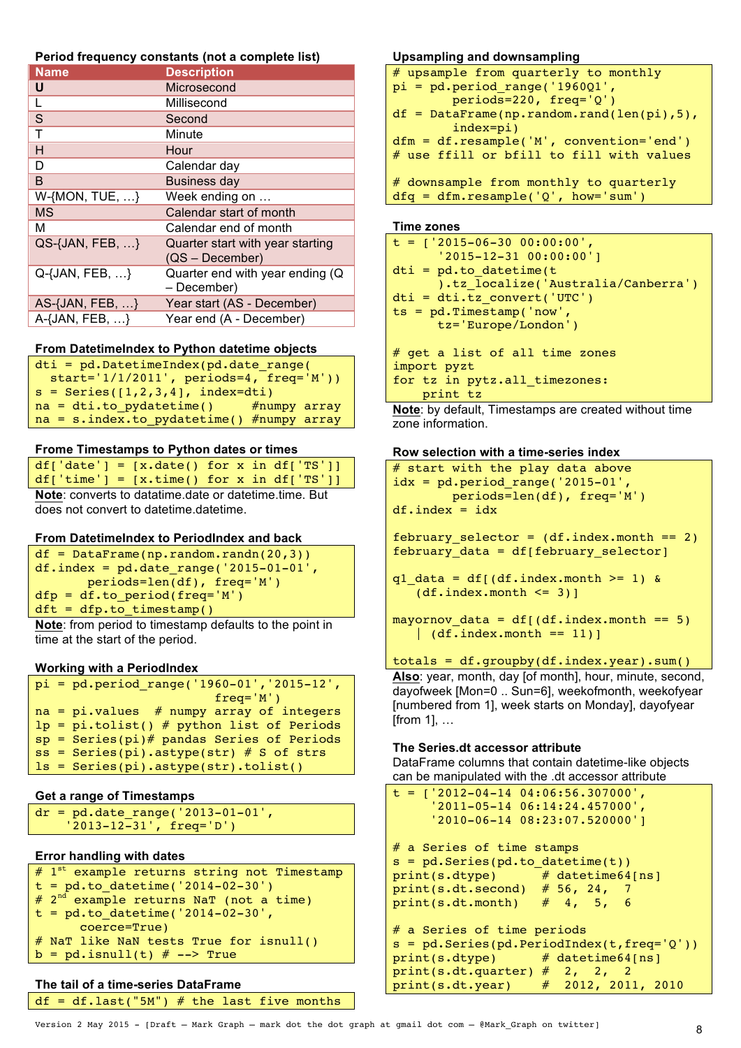## Period frequency constants (not a complete list)

| Name | Description |
|---|---|
| **U** | Microsecond |
| L | Millisecond |
| S | Second |
| T | Minute |
| H | Hour |
| D | Calendar day |
| B | Business day |
| W-{MON, TUE, …} | Week ending on … |
| MS | Calendar start of month |
| M | Calendar end of month |
| QS-{JAN, FEB, …} | Quarter start with year starting (QS – December) |
| Q-{JAN, FEB, …} | Quarter end with year ending (Q – December) |
| AS-{JAN, FEB, …} | Year start (AS - December) |
| A-{JAN, FEB, …} | Year end (A - December) |

## From DatetimeIndex to Python datetime objects

```
dti = pd.DatetimeIndex(pd.date_range(
  start='1/1/2011', periods=4, freq='M'))
s = Series([1,2,3,4], index=dti)
na = dti.to_pydatetime()      #numpy array
na = s.index.to_pydatetime() #numpy array
```

## Frome Timestamps to Python dates or times

```
df['date'] = [x.date() for x in df['TS']]
df['time'] = [x.time() for x in df['TS']]
```

**Note**: converts to datatime.date or datetime.time. But does not convert to datetime.datetime.

## From DatetimeIndex to PeriodIndex and back

```
df = DataFrame(np.random.randn(20,3))
df.index = pd.date_range('2015-01-01',
       periods=len(df), freq='M')
dfp = df.to_period(freq='M')
dft = dfp.to_timestamp()
```

**Note**: from period to timestamp defaults to the point in time at the start of the period.

## Working with a PeriodIndex

```
pi = pd.period_range('1960-01','2015-12',
                     freq='M')
na = pi.values  # numpy array of integers
lp = pi.tolist() # python list of Periods
sp = Series(pi)# pandas Series of Periods
ss = Series(pi).astype(str) # S of strs
ls = Series(pi).astype(str).tolist()
```

## Get a range of Timestamps

```
dr = pd.date_range('2013-01-01',
    '2013-12-31', freq='D')
```

## Error handling with dates

```
# 1st example returns string not Timestamp
t = pd.to_datetime('2014-02-30')
# 2nd example returns NaT (not a time)
t = pd.to_datetime('2014-02-30',
       coerce=True)
# NaT like NaN tests True for isnull()
b = pd.isnull(t) # --> True
```

## The tail of a time-series DataFrame

```
df = df.last("5M") # the last five months
```

## Upsampling and downsampling

```
# upsample from quarterly to monthly
pi = pd.period_range('1960Q1',
        periods=220, freq='Q')
df = DataFrame(np.random.rand(len(pi),5),
        index=pi)
dfm = df.resample('M', convention='end')
# use ffill or bfill to fill with values

# downsample from monthly to quarterly
dfq = dfm.resample('Q', how='sum')
```

## Time zones

```
t = ['2015-06-30 00:00:00',
     '2015-12-31 00:00:00']
dti = pd.to_datetime(t
     ).tz_localize('Australia/Canberra')
dti = dti.tz_convert('UTC')
ts = pd.Timestamp('now',
     tz='Europe/London')

# get a list of all time zones
import pyzt
for tz in pytz.all_timezones:
    print tz
```

**Note**: by default, Timestamps are created without time zone information.

## Row selection with a time-series index

```
# start with the play data above
idx = pd.period_range('2015-01',
        periods=len(df), freq='M')
df.index = idx

february_selector = (df.index.month == 2)
february_data = df[february_selector]

q1_data = df[(df.index.month >= 1) &
    (df.index.month <= 3)]

mayornov_data = df[(df.index.month == 5)
    | (df.index.month == 11)]

totals = df.groupby(df.index.year).sum()
```

**Also**: year, month, day [of month], hour, minute, second, dayofweek [Mon=0 .. Sun=6], weekofmonth, weekofyear [numbered from 1], week starts on Monday], dayofyear [from 1], …

## The Series.dt accessor attribute

DataFrame columns that contain datetime-like objects can be manipulated with the .dt accessor attribute

```
t = ['2012-04-14 04:06:56.307000',
     '2011-05-14 06:14:24.457000',
     '2010-06-14 08:23:07.520000']

# a Series of time stamps
s = pd.Series(pd.to_datetime(t))
print(s.dtype)      # datetime64[ns]
print(s.dt.second)  # 56, 24,  7
print(s.dt.month)   #  4,  5,  6

# a Series of time periods
s = pd.Series(pd.PeriodIndex(t,freq='Q'))
print(s.dtype)       # datetime64[ns]
print(s.dt.quarter) #  2,  2,  2
print(s.dt.year)    #  2012, 2011, 2010
```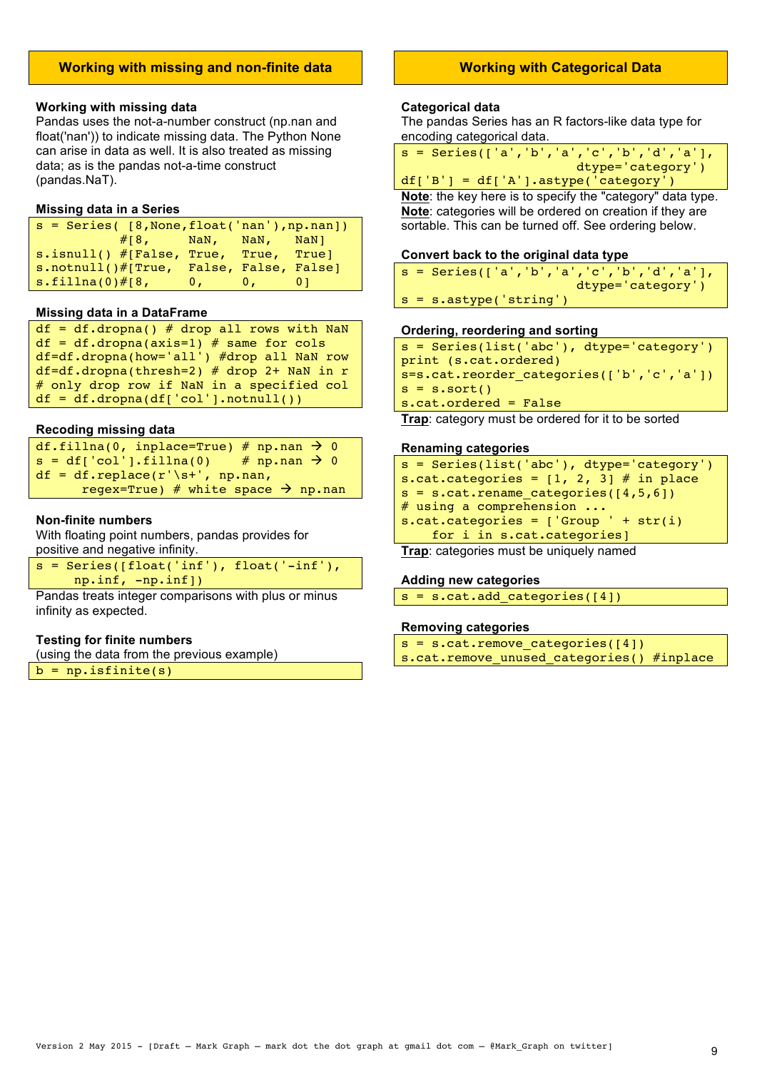## Working with missing and non-finite data

### Working with missing data

Pandas uses the not-a-number construct (np.nan and float('nan')) to indicate missing data. The Python None can arise in data as well. It is also treated as missing data; as is the pandas not-a-time construct (pandas.NaT).

### Missing data in a Series

```
s = Series( [8,None,float('nan'),np.nan])
          #[8,    NaN,   NaN,   NaN]
s.isnull() #[False, True,  True,  True]
s.notnull()#[True,  False, False, False]
s.fillna(0)#[8,     0,     0,     0]
```

### Missing data in a DataFrame

```
df = df.dropna() # drop all rows with NaN
df = df.dropna(axis=1) # same for cols
df=df.dropna(how='all') #drop all NaN row
df=df.dropna(thresh=2) # drop 2+ NaN in r
# only drop row if NaN in a specified col
df = df.dropna(df['col'].notnull())
```

### Recoding missing data

```
df.fillna(0, inplace=True) # np.nan → 0
s = df['col'].fillna(0)    # np.nan → 0
df = df.replace(r'\s+', np.nan,
      regex=True) # white space → np.nan
```

### Non-finite numbers

With floating point numbers, pandas provides for positive and negative infinity.

```
s = Series([float('inf'), float('-inf'),
    np.inf, -np.inf])
```

Pandas treats integer comparisons with plus or minus infinity as expected.

### Testing for finite numbers

(using the data from the previous example)

```
b = np.isfinite(s)
```

## Working with Categorical Data

### Categorical data

The pandas Series has an R factors-like data type for encoding categorical data.

```
s = Series(['a','b','a','c','b','d','a'],
                      dtype='category')
df['B'] = df['A'].astype('category')
```

**Note**: the key here is to specify the "category" data type.
**Note**: categories will be ordered on creation if they are sortable. This can be turned off. See ordering below.

### Convert back to the original data type

```
s = Series(['a','b','a','c','b','d','a'],
                      dtype='category')
s = s.astype('string')
```

### Ordering, reordering and sorting

```
s = Series(list('abc'), dtype='category')
print (s.cat.ordered)
s=s.cat.reorder_categories(['b','c','a'])
s = s.sort()
s.cat.ordered = False
```

**Trap**: category must be ordered for it to be sorted

### Renaming categories

```
s = Series(list('abc'), dtype='category')
s.cat.categories = [1, 2, 3] # in place
s = s.cat.rename_categories([4,5,6])
# using a comprehension ...
s.cat.categories = ['Group ' + str(i)
    for i in s.cat.categories]
```

**Trap**: categories must be uniquely named

### Adding new categories

```
s = s.cat.add_categories([4])
```

### Removing categories

```
s = s.cat.remove_categories([4])
s.cat.remove_unused_categories() #inplace
```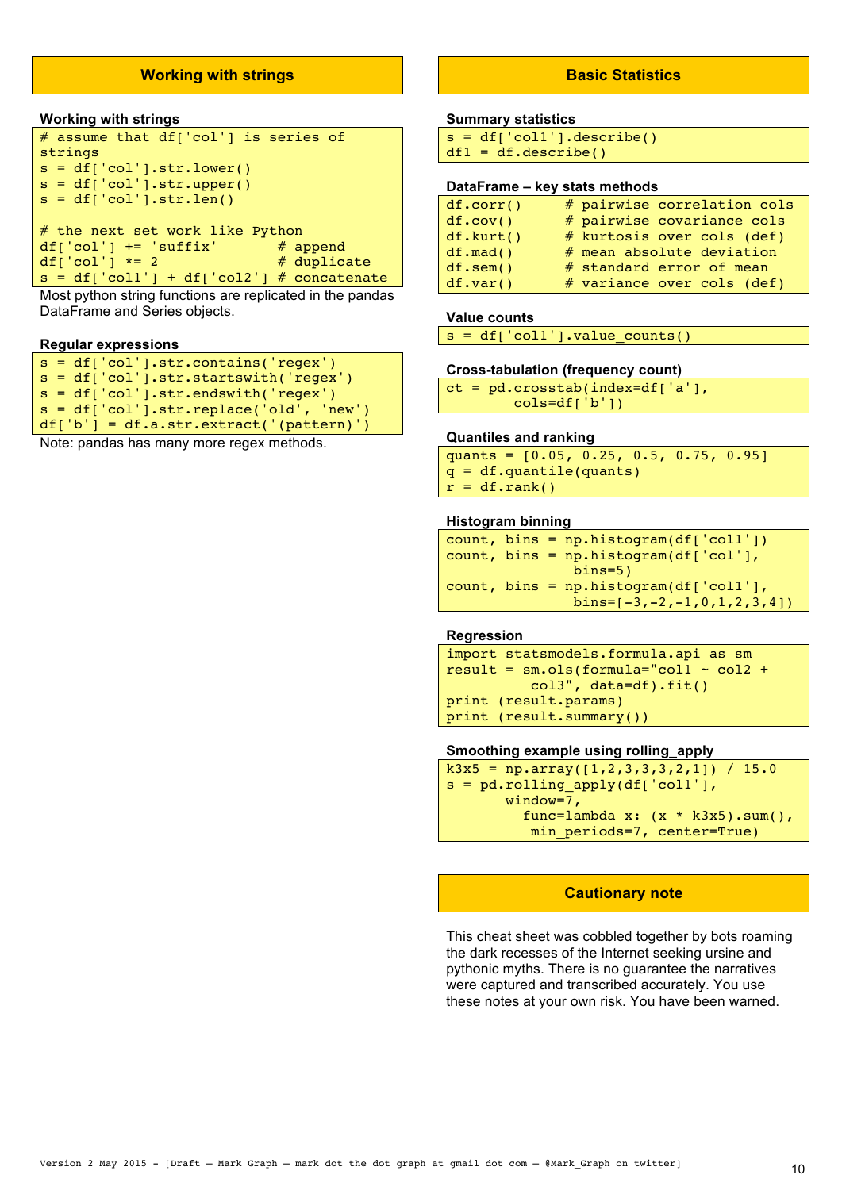## Working with strings

### Working with strings

```
# assume that df['col'] is series of
strings
s = df['col'].str.lower()
s = df['col'].str.upper()
s = df['col'].str.len()

# the next set work like Python
df['col'] += 'suffix'         # append
df['col'] *= 2                # duplicate
s = df['col1'] + df['col2'] # concatenate
```

Most python string functions are replicated in the pandas DataFrame and Series objects.

### Regular expressions

```
s = df['col'].str.contains('regex')
s = df['col'].str.startswith('regex')
s = df['col'].str.endswith('regex')
s = df['col'].str.replace('old', 'new')
df['b'] = df.a.str.extract('(pattern)')
```

Note: pandas has many more regex methods.

## Basic Statistics

### Summary statistics

```
s = df['col1'].describe()
df1 = df.describe()
```

### DataFrame – key stats methods

```
df.corr()     # pairwise correlation cols
df.cov()      # pairwise covariance cols
df.kurt()     # kurtosis over cols (def)
df.mad()      # mean absolute deviation
df.sem()      # standard error of mean
df.var()      # variance over cols (def)
```

### Value counts

```
s = df['col1'].value_counts()
```

### Cross-tabulation (frequency count)

```
ct = pd.crosstab(index=df['a'],
        cols=df['b'])
```

### Quantiles and ranking

```
quants = [0.05, 0.25, 0.5, 0.75, 0.95]
q = df.quantile(quants)
r = df.rank()
```

### Histogram binning

```
count, bins = np.histogram(df['col1'])
count, bins = np.histogram(df['col'],
               bins=5)
count, bins = np.histogram(df['col1'],
               bins=[-3,-2,-1,0,1,2,3,4])
```

### Regression

```
import statsmodels.formula.api as sm
result = sm.ols(formula="col1 ~ col2 +
          col3", data=df).fit()
print (result.params)
print (result.summary())
```

### Smoothing example using rolling_apply

```
k3x5 = np.array([1,2,3,3,3,2,1]) / 15.0
s = pd.rolling_apply(df['col1'],
       window=7,
         func=lambda x: (x * k3x5).sum(),
          min_periods=7, center=True)
```

## Cautionary note

This cheat sheet was cobbled together by bots roaming the dark recesses of the Internet seeking ursine and pythonic myths. There is no guarantee the narratives were captured and transcribed accurately. You use these notes at your own risk. You have been warned.